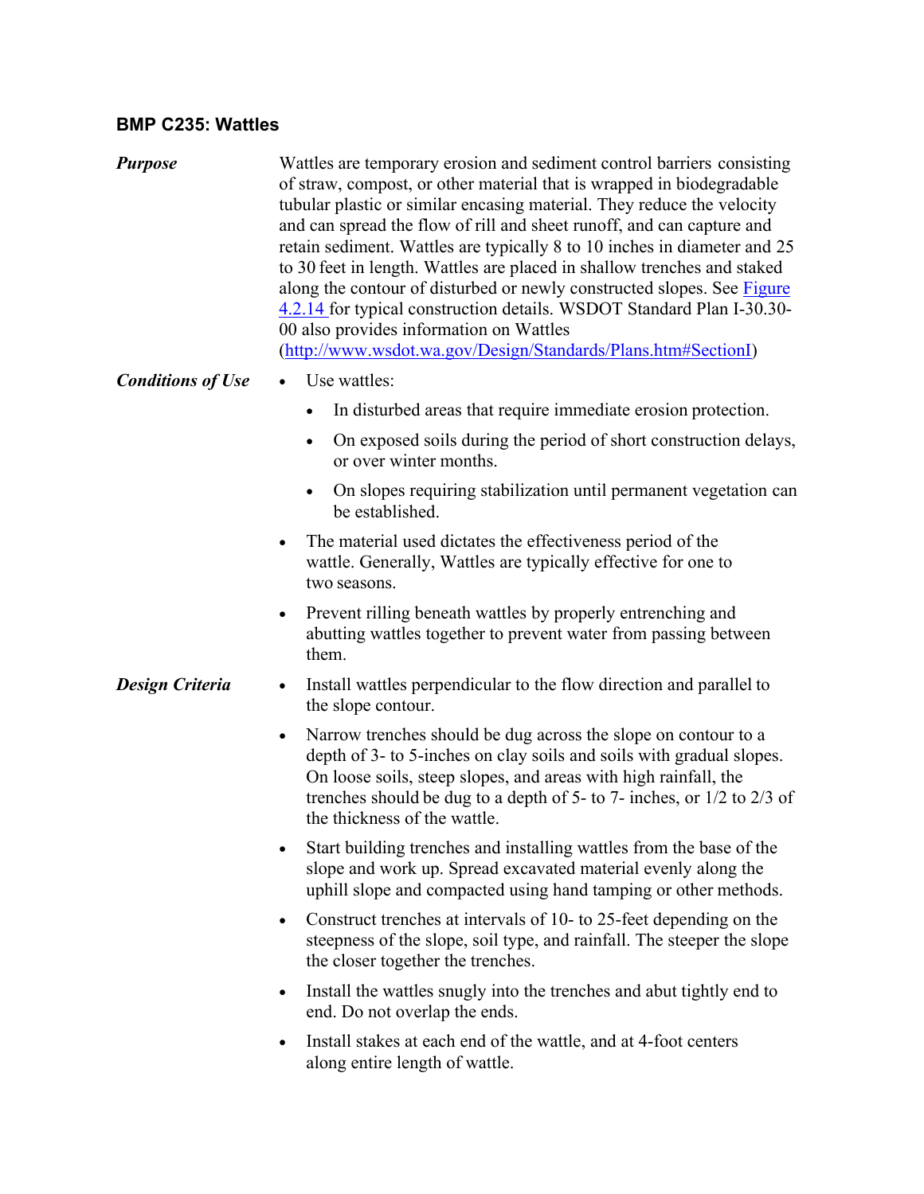### BMP C235: Wattles

***Purpose***

Wattles are temporary erosion and sediment control barriers consisting of straw, compost, or other material that is wrapped in biodegradable tubular plastic or similar encasing material. They reduce the velocity and can spread the flow of rill and sheet runoff, and can capture and retain sediment. Wattles are typically 8 to 10 inches in diameter and 25 to 30 feet in length. Wattles are placed in shallow trenches and staked along the contour of disturbed or newly constructed slopes. See [Figure 4.2.14](#) for typical construction details. WSDOT Standard Plan I-30.30-00 also provides information on Wattles ([http://www.wsdot.wa.gov/Design/Standards/Plans.htm#SectionI](http://www.wsdot.wa.gov/Design/Standards/Plans.htm#SectionI))

***Conditions of Use***

- Use wattles:
  - In disturbed areas that require immediate erosion protection.
  - On exposed soils during the period of short construction delays, or over winter months.
  - On slopes requiring stabilization until permanent vegetation can be established.
- The material used dictates the effectiveness period of the wattle. Generally, Wattles are typically effective for one to two seasons.
- Prevent rilling beneath wattles by properly entrenching and abutting wattles together to prevent water from passing between them.

***Design Criteria***

- Install wattles perpendicular to the flow direction and parallel to the slope contour.
- Narrow trenches should be dug across the slope on contour to a depth of 3- to 5-inches on clay soils and soils with gradual slopes. On loose soils, steep slopes, and areas with high rainfall, the trenches should be dug to a depth of 5- to 7- inches, or 1/2 to 2/3 of the thickness of the wattle.
- Start building trenches and installing wattles from the base of the slope and work up. Spread excavated material evenly along the uphill slope and compacted using hand tamping or other methods.
- Construct trenches at intervals of 10- to 25-feet depending on the steepness of the slope, soil type, and rainfall. The steeper the slope the closer together the trenches.
- Install the wattles snugly into the trenches and abut tightly end to end. Do not overlap the ends.
- Install stakes at each end of the wattle, and at 4-foot centers along entire length of wattle.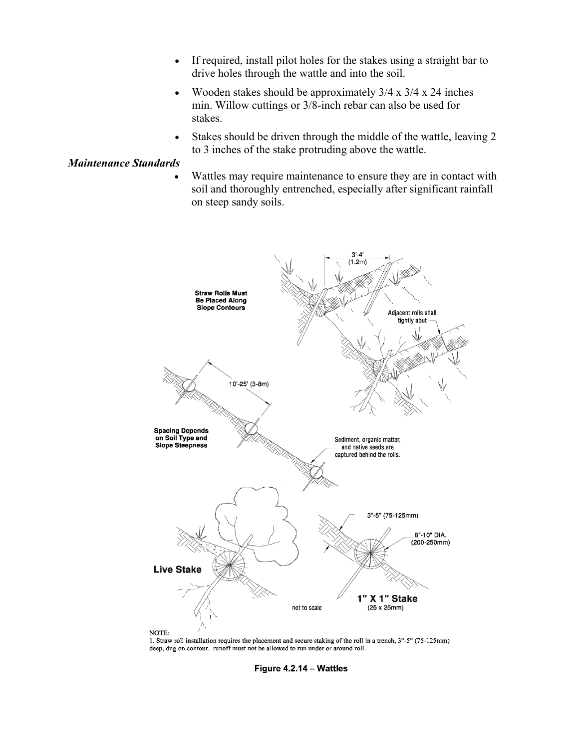- If required, install pilot holes for the stakes using a straight bar to drive holes through the wattle and into the soil.
- Wooden stakes should be approximately 3/4 x 3/4 x 24 inches min. Willow cuttings or 3/8-inch rebar can also be used for stakes.
- Stakes should be driven through the middle of the wattle, leaving 2 to 3 inches of the stake protruding above the wattle.

***Maintenance Standards***

- Wattles may require maintenance to ensure they are in contact with soil and thoroughly entrenched, especially after significant rainfall on steep sandy soils.

Straw Rolls Must Be Placed Along Slope Contours

3'-4' (1.2m)

Adjacent rolls shall tightly abut

10'-25' (3-8m)

Spacing Depends on Soil Type and Slope Steepness

Sediment, organic matter, and native seeds are captured behind the rolls.

3"-5" (75-125mm)

8"-10" DIA. (200-250mm)

Live Stake

1" X 1" Stake (25 x 25mm)

not to scale

NOTE:
1. Straw roll installation requires the placement and secure staking of the roll in a trench, 3"-5" (75-125mm) deep, dug on contour. runoff must not be allowed to run under or around roll.

**Figure 4.2.14 – Wattles**